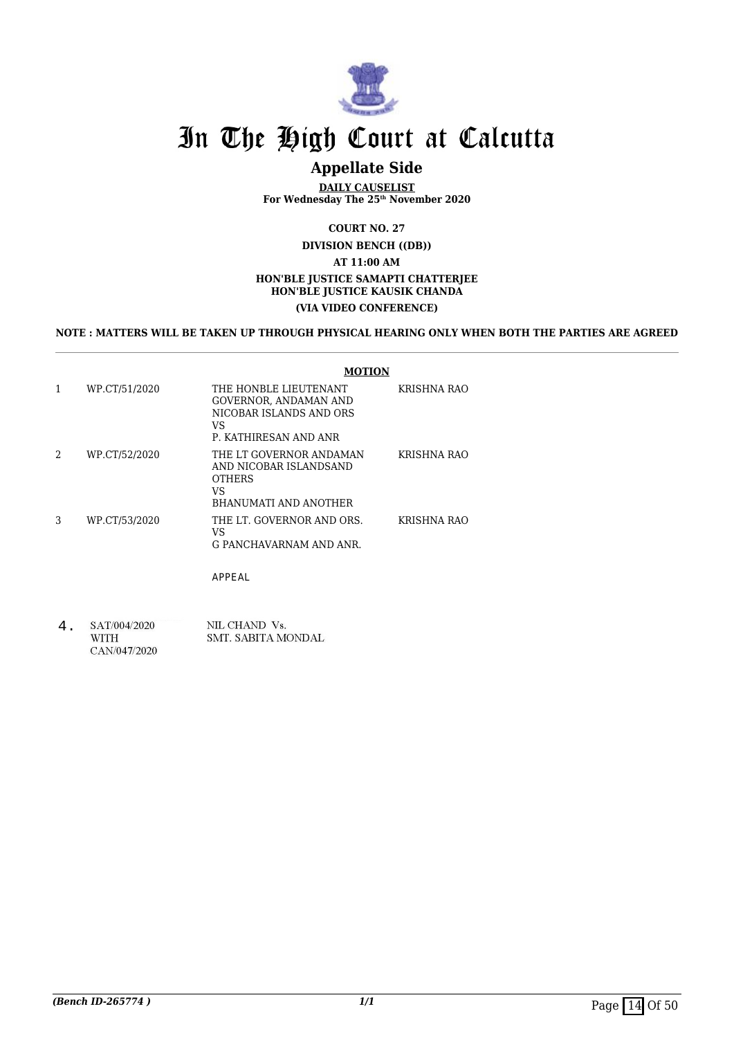# In The High Court at Calcutta

## Appellate Side

**DAILY CAUSELIST**
**For Wednesday The 25th November 2020**

**COURT NO. 27**

**DIVISION BENCH ((DB))**

**AT 11:00 AM**

**HON'BLE JUSTICE SAMAPTI CHATTERJEE**
**HON'BLE JUSTICE KAUSIK CHANDA**

**(VIA VIDEO CONFERENCE)**

**NOTE : MATTERS WILL BE TAKEN UP THROUGH PHYSICAL HEARING ONLY WHEN BOTH THE PARTIES ARE AGREED**

**MOTION**

| | | | |
|---|---|---|---|
| 1 | WP.CT/51/2020 | THE HONBLE LIEUTENANT GOVERNOR, ANDAMAN AND NICOBAR ISLANDS AND ORS<br>VS<br>P. KATHIRESAN AND ANR | KRISHNA RAO |
| 2 | WP.CT/52/2020 | THE LT GOVERNOR ANDAMAN AND NICOBAR ISLANDSAND OTHERS<br>VS<br>BHANUMATI AND ANOTHER | KRISHNA RAO |
| 3 | WP.CT/53/2020 | THE LT. GOVERNOR AND ORS.<br>VS<br>G PANCHAVARNAM AND ANR. | KRISHNA RAO |

APPEAL

| | | | |
|---|---|---|---|
| 4. | SAT/004/2020<br>WITH<br>CAN/047/2020 | NIL CHAND Vs.<br>SMT. SABITA MONDAL | |

*(Bench ID-265774 )*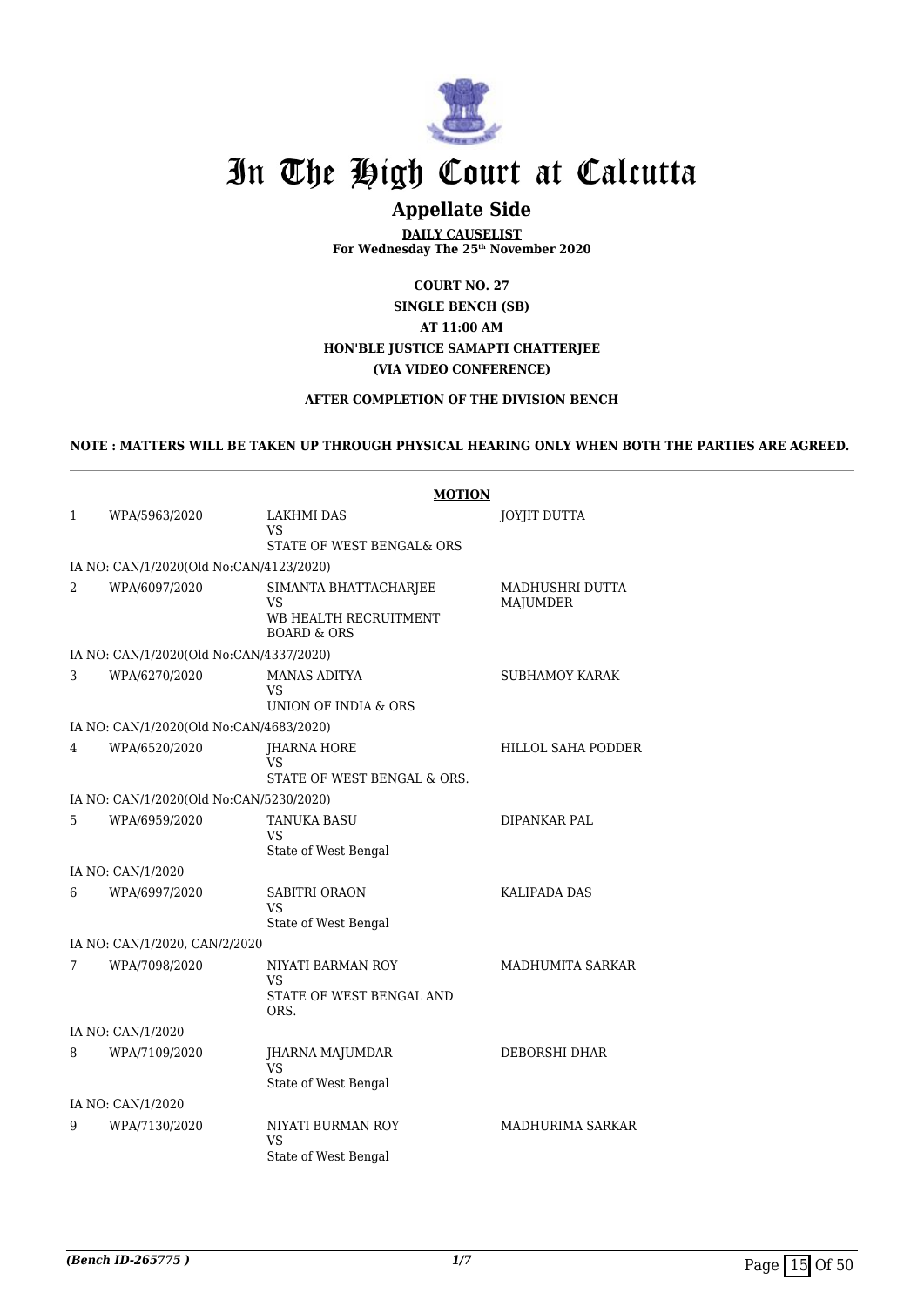# In The High Court at Calcutta

## Appellate Side

**DAILY CAUSELIST**
**For Wednesday The 25th November 2020**

**COURT NO. 27**
**SINGLE BENCH (SB)**
**AT 11:00 AM**
**HON'BLE JUSTICE SAMAPTI CHATTERJEE**
**(VIA VIDEO CONFERENCE)**

**AFTER COMPLETION OF THE DIVISION BENCH**

**NOTE : MATTERS WILL BE TAKEN UP THROUGH PHYSICAL HEARING ONLY WHEN BOTH THE PARTIES ARE AGREED.**

**MOTION**

| | | | |
|---|---|---|---|
| 1 | WPA/5963/2020 | LAKHMI DAS<br>VS<br>STATE OF WEST BENGAL& ORS | JOYJIT DUTTA |
| IA NO: CAN/1/2020(Old No:CAN/4123/2020) | | | |
| 2 | WPA/6097/2020 | SIMANTA BHATTACHARJEE<br>VS<br>WB HEALTH RECRUITMENT BOARD & ORS | MADHUSHRI DUTTA MAJUMDER |
| IA NO: CAN/1/2020(Old No:CAN/4337/2020) | | | |
| 3 | WPA/6270/2020 | MANAS ADITYA<br>VS<br>UNION OF INDIA & ORS | SUBHAMOY KARAK |
| IA NO: CAN/1/2020(Old No:CAN/4683/2020) | | | |
| 4 | WPA/6520/2020 | JHARNA HORE<br>VS<br>STATE OF WEST BENGAL & ORS. | HILLOL SAHA PODDER |
| IA NO: CAN/1/2020(Old No:CAN/5230/2020) | | | |
| 5 | WPA/6959/2020 | TANUKA BASU<br>VS<br>State of West Bengal | DIPANKAR PAL |
| IA NO: CAN/1/2020 | | | |
| 6 | WPA/6997/2020 | SABITRI ORAON<br>VS<br>State of West Bengal | KALIPADA DAS |
| IA NO: CAN/1/2020, CAN/2/2020 | | | |
| 7 | WPA/7098/2020 | NIYATI BARMAN ROY<br>VS<br>STATE OF WEST BENGAL AND ORS. | MADHUMITA SARKAR |
| IA NO: CAN/1/2020 | | | |
| 8 | WPA/7109/2020 | JHARNA MAJUMDAR<br>VS<br>State of West Bengal | DEBORSHI DHAR |
| IA NO: CAN/1/2020 | | | |
| 9 | WPA/7130/2020 | NIYATI BURMAN ROY<br>VS<br>State of West Bengal | MADHURIMA SARKAR |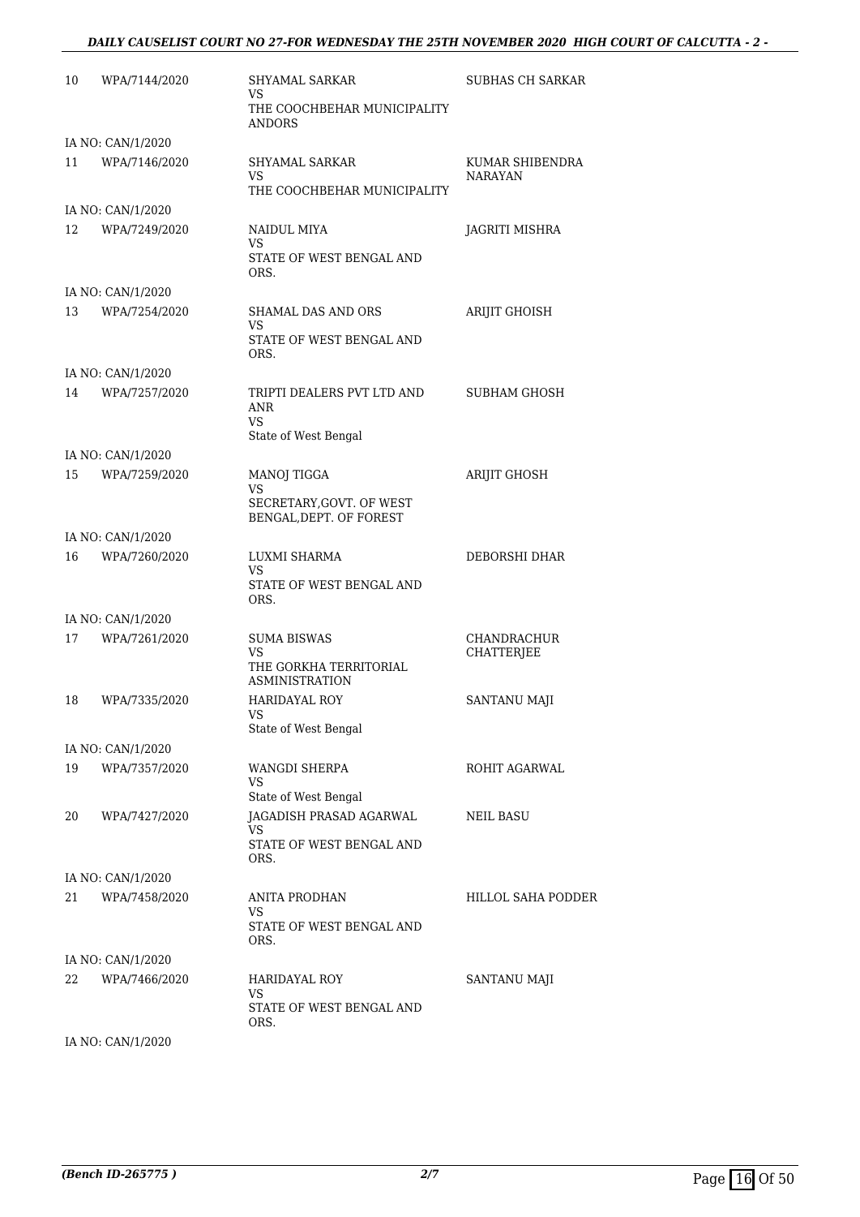| | | | |
|---|---|---|---|
| 10 | WPA/7144/2020 | SHYAMAL SARKAR<br>VS<br>THE COOCHBEHAR MUNICIPALITY ANDORS | SUBHAS CH SARKAR |
| | IA NO: CAN/1/2020 | | |
| 11 | WPA/7146/2020 | SHYAMAL SARKAR<br>VS<br>THE COOCHBEHAR MUNICIPALITY | KUMAR SHIBENDRA NARAYAN |
| | IA NO: CAN/1/2020 | | |
| 12 | WPA/7249/2020 | NAIDUL MIYA<br>VS<br>STATE OF WEST BENGAL AND ORS. | JAGRITI MISHRA |
| | IA NO: CAN/1/2020 | | |
| 13 | WPA/7254/2020 | SHAMAL DAS AND ORS<br>VS<br>STATE OF WEST BENGAL AND ORS. | ARIJIT GHOISH |
| | IA NO: CAN/1/2020 | | |
| 14 | WPA/7257/2020 | TRIPTI DEALERS PVT LTD AND ANR<br>VS<br>State of West Bengal | SUBHAM GHOSH |
| | IA NO: CAN/1/2020 | | |
| 15 | WPA/7259/2020 | MANOJ TIGGA<br>VS<br>SECRETARY,GOVT. OF WEST BENGAL,DEPT. OF FOREST | ARIJIT GHOSH |
| | IA NO: CAN/1/2020 | | |
| 16 | WPA/7260/2020 | LUXMI SHARMA<br>VS<br>STATE OF WEST BENGAL AND ORS. | DEBORSHI DHAR |
| | IA NO: CAN/1/2020 | | |
| 17 | WPA/7261/2020 | SUMA BISWAS<br>VS<br>THE GORKHA TERRITORIAL ASMINISTRATION | CHANDRACHUR CHATTERJEE |
| 18 | WPA/7335/2020 | HARIDAYAL ROY<br>VS<br>State of West Bengal | SANTANU MAJI |
| | IA NO: CAN/1/2020 | | |
| 19 | WPA/7357/2020 | WANGDI SHERPA<br>VS<br>State of West Bengal | ROHIT AGARWAL |
| 20 | WPA/7427/2020 | JAGADISH PRASAD AGARWAL<br>VS<br>STATE OF WEST BENGAL AND ORS. | NEIL BASU |
| | IA NO: CAN/1/2020 | | |
| 21 | WPA/7458/2020 | ANITA PRODHAN<br>VS<br>STATE OF WEST BENGAL AND ORS. | HILLOL SAHA PODDER |
| | IA NO: CAN/1/2020 | | |
| 22 | WPA/7466/2020 | HARIDAYAL ROY<br>VS<br>STATE OF WEST BENGAL AND ORS. | SANTANU MAJI |
| | IA NO: CAN/1/2020 | | |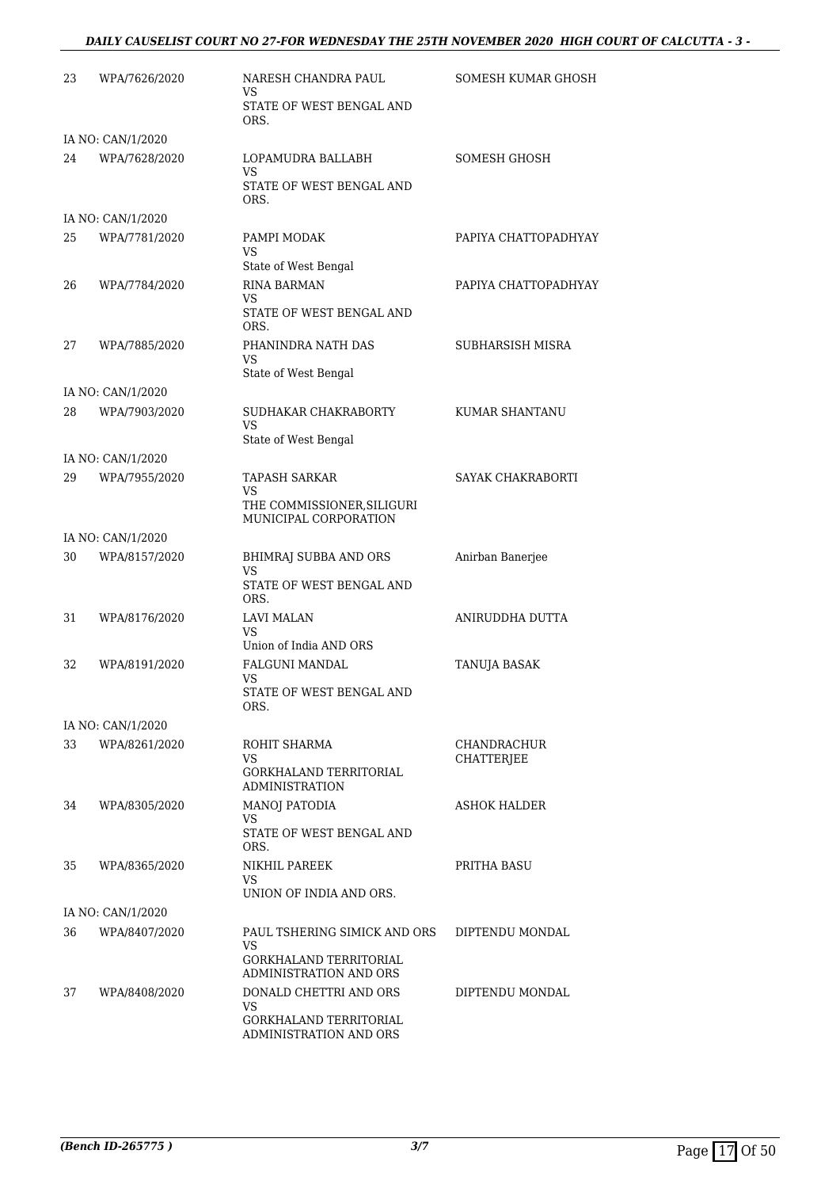| | | | |
|---|---|---|---|
| 23 | WPA/7626/2020 | NARESH CHANDRA PAUL<br>VS<br>STATE OF WEST BENGAL AND ORS. | SOMESH KUMAR GHOSH |
| | IA NO: CAN/1/2020 | | |
| 24 | WPA/7628/2020 | LOPAMUDRA BALLABH<br>VS<br>STATE OF WEST BENGAL AND ORS. | SOMESH GHOSH |
| | IA NO: CAN/1/2020 | | |
| 25 | WPA/7781/2020 | PAMPI MODAK<br>VS<br>State of West Bengal | PAPIYA CHATTOPADHYAY |
| 26 | WPA/7784/2020 | RINA BARMAN<br>VS<br>STATE OF WEST BENGAL AND ORS. | PAPIYA CHATTOPADHYAY |
| 27 | WPA/7885/2020 | PHANINDRA NATH DAS<br>VS<br>State of West Bengal | SUBHARSISH MISRA |
| | IA NO: CAN/1/2020 | | |
| 28 | WPA/7903/2020 | SUDHAKAR CHAKRABORTY<br>VS<br>State of West Bengal | KUMAR SHANTANU |
| | IA NO: CAN/1/2020 | | |
| 29 | WPA/7955/2020 | TAPASH SARKAR<br>VS<br>THE COMMISSIONER,SILIGURI MUNICIPAL CORPORATION | SAYAK CHAKRABORTI |
| | IA NO: CAN/1/2020 | | |
| 30 | WPA/8157/2020 | BHIMRAJ SUBBA AND ORS<br>VS<br>STATE OF WEST BENGAL AND ORS. | Anirban Banerjee |
| 31 | WPA/8176/2020 | LAVI MALAN<br>VS<br>Union of India AND ORS | ANIRUDDHA DUTTA |
| 32 | WPA/8191/2020 | FALGUNI MANDAL<br>VS<br>STATE OF WEST BENGAL AND ORS. | TANUJA BASAK |
| | IA NO: CAN/1/2020 | | |
| 33 | WPA/8261/2020 | ROHIT SHARMA<br>VS<br>GORKHALAND TERRITORIAL ADMINISTRATION | CHANDRACHUR CHATTERJEE |
| 34 | WPA/8305/2020 | MANOJ PATODIA<br>VS<br>STATE OF WEST BENGAL AND ORS. | ASHOK HALDER |
| 35 | WPA/8365/2020 | NIKHIL PAREEK<br>VS<br>UNION OF INDIA AND ORS. | PRITHA BASU |
| | IA NO: CAN/1/2020 | | |
| 36 | WPA/8407/2020 | PAUL TSHERING SIMICK AND ORS<br>VS<br>GORKHALAND TERRITORIAL ADMINISTRATION AND ORS | DIPTENDU MONDAL |
| 37 | WPA/8408/2020 | DONALD CHETTRI AND ORS<br>VS<br>GORKHALAND TERRITORIAL ADMINISTRATION AND ORS | DIPTENDU MONDAL |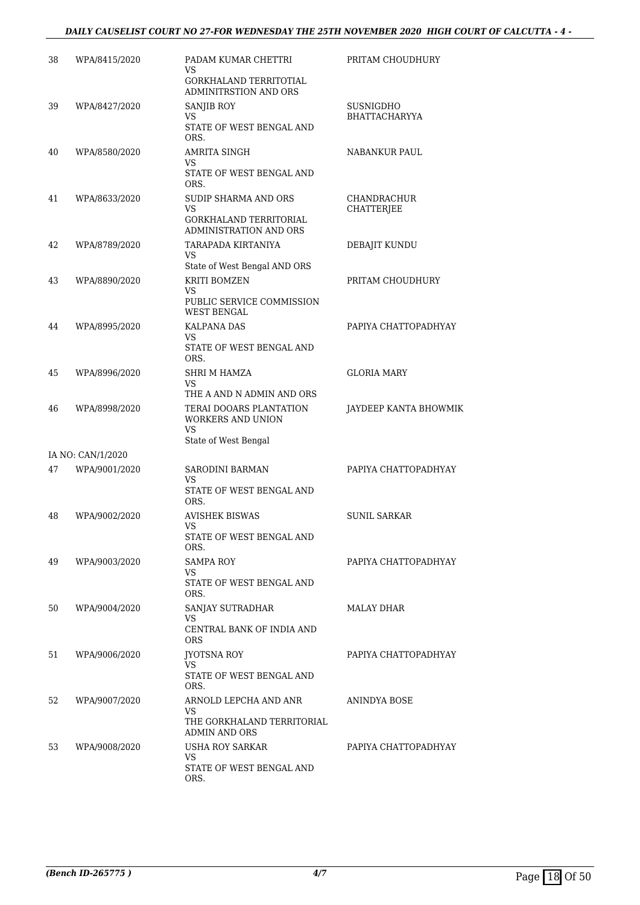| 38 | WPA/8415/2020 | PADAM KUMAR CHETTRI<br>VS<br>GORKHALAND TERRITOTIAL ADMINITRSTION AND ORS | PRITAM CHOUDHURY |
|---|---|---|---|
| 39 | WPA/8427/2020 | SANJIB ROY<br>VS<br>STATE OF WEST BENGAL AND ORS. | SUSNIGDHO BHATTACHARYYA |
| 40 | WPA/8580/2020 | AMRITA SINGH<br>VS<br>STATE OF WEST BENGAL AND ORS. | NABANKUR PAUL |
| 41 | WPA/8633/2020 | SUDIP SHARMA AND ORS<br>VS<br>GORKHALAND TERRITORIAL ADMINISTRATION AND ORS | CHANDRACHUR CHATTERJEE |
| 42 | WPA/8789/2020 | TARAPADA KIRTANIYA<br>VS<br>State of West Bengal AND ORS | DEBAJIT KUNDU |
| 43 | WPA/8890/2020 | KRITI BOMZEN<br>VS<br>PUBLIC SERVICE COMMISSION WEST BENGAL | PRITAM CHOUDHURY |
| 44 | WPA/8995/2020 | KALPANA DAS<br>VS<br>STATE OF WEST BENGAL AND ORS. | PAPIYA CHATTOPADHYAY |
| 45 | WPA/8996/2020 | SHRI M HAMZA<br>VS<br>THE A AND N ADMIN AND ORS | GLORIA MARY |
| 46 | WPA/8998/2020 | TERAI DOOARS PLANTATION WORKERS AND UNION<br>VS<br>State of West Bengal | JAYDEEP KANTA BHOWMIK |
| | IA NO: CAN/1/2020 | | |
| 47 | WPA/9001/2020 | SARODINI BARMAN<br>VS<br>STATE OF WEST BENGAL AND ORS. | PAPIYA CHATTOPADHYAY |
| 48 | WPA/9002/2020 | AVISHEK BISWAS<br>VS<br>STATE OF WEST BENGAL AND ORS. | SUNIL SARKAR |
| 49 | WPA/9003/2020 | SAMPA ROY<br>VS<br>STATE OF WEST BENGAL AND ORS. | PAPIYA CHATTOPADHYAY |
| 50 | WPA/9004/2020 | SANJAY SUTRADHAR<br>VS<br>CENTRAL BANK OF INDIA AND ORS | MALAY DHAR |
| 51 | WPA/9006/2020 | JYOTSNA ROY<br>VS<br>STATE OF WEST BENGAL AND ORS. | PAPIYA CHATTOPADHYAY |
| 52 | WPA/9007/2020 | ARNOLD LEPCHA AND ANR<br>VS<br>THE GORKHALAND TERRITORIAL ADMIN AND ORS | ANINDYA BOSE |
| 53 | WPA/9008/2020 | USHA ROY SARKAR<br>VS<br>STATE OF WEST BENGAL AND ORS. | PAPIYA CHATTOPADHYAY |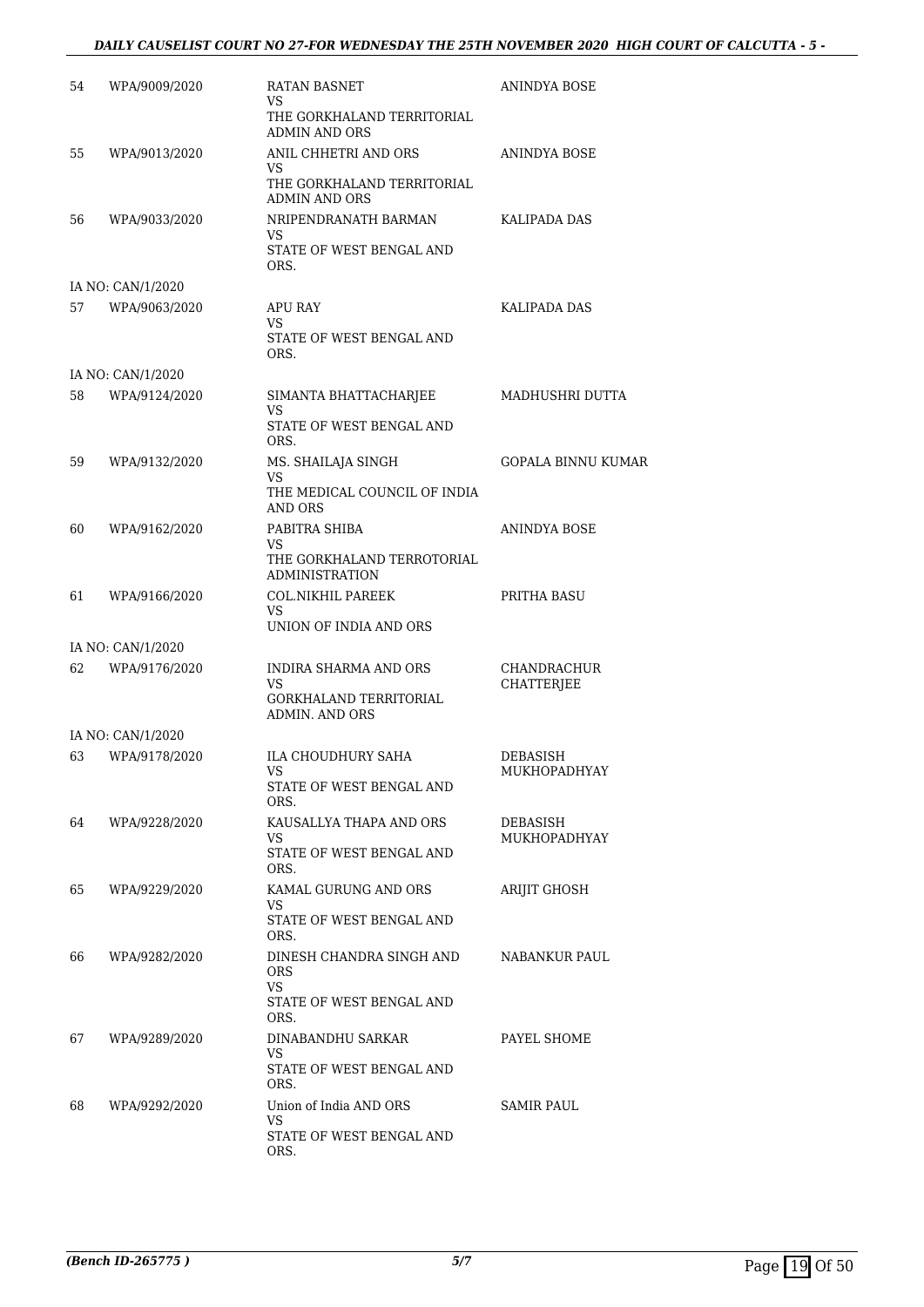| | | | |
|---|---|---|---|
| 54 | WPA/9009/2020 | RATAN BASNET<br>VS<br>THE GORKHALAND TERRITORIAL ADMIN AND ORS | ANINDYA BOSE |
| 55 | WPA/9013/2020 | ANIL CHHETRI AND ORS<br>VS<br>THE GORKHALAND TERRITORIAL ADMIN AND ORS | ANINDYA BOSE |
| 56 | WPA/9033/2020 | NRIPENDRANATH BARMAN<br>VS<br>STATE OF WEST BENGAL AND ORS. | KALIPADA DAS |
| | IA NO: CAN/1/2020 | | |
| 57 | WPA/9063/2020 | APU RAY<br>VS<br>STATE OF WEST BENGAL AND ORS. | KALIPADA DAS |
| | IA NO: CAN/1/2020 | | |
| 58 | WPA/9124/2020 | SIMANTA BHATTACHARJEE<br>VS<br>STATE OF WEST BENGAL AND ORS. | MADHUSHRI DUTTA |
| 59 | WPA/9132/2020 | MS. SHAILAJA SINGH<br>VS<br>THE MEDICAL COUNCIL OF INDIA AND ORS | GOPALA BINNU KUMAR |
| 60 | WPA/9162/2020 | PABITRA SHIBA<br>VS<br>THE GORKHALAND TERROTORIAL ADMINISTRATION | ANINDYA BOSE |
| 61 | WPA/9166/2020 | COL.NIKHIL PAREEK<br>VS<br>UNION OF INDIA AND ORS | PRITHA BASU |
| | IA NO: CAN/1/2020 | | |
| 62 | WPA/9176/2020 | INDIRA SHARMA AND ORS<br>VS<br>GORKHALAND TERRITORIAL ADMIN. AND ORS | CHANDRACHUR CHATTERJEE |
| | IA NO: CAN/1/2020 | | |
| 63 | WPA/9178/2020 | ILA CHOUDHURY SAHA<br>VS<br>STATE OF WEST BENGAL AND ORS. | DEBASISH MUKHOPADHYAY |
| 64 | WPA/9228/2020 | KAUSALLYA THAPA AND ORS<br>VS<br>STATE OF WEST BENGAL AND ORS. | DEBASISH MUKHOPADHYAY |
| 65 | WPA/9229/2020 | KAMAL GURUNG AND ORS<br>VS<br>STATE OF WEST BENGAL AND ORS. | ARIJIT GHOSH |
| 66 | WPA/9282/2020 | DINESH CHANDRA SINGH AND ORS<br>VS<br>STATE OF WEST BENGAL AND ORS. | NABANKUR PAUL |
| 67 | WPA/9289/2020 | DINABANDHU SARKAR<br>VS<br>STATE OF WEST BENGAL AND ORS. | PAYEL SHOME |
| 68 | WPA/9292/2020 | Union of India AND ORS<br>VS<br>STATE OF WEST BENGAL AND ORS. | SAMIR PAUL |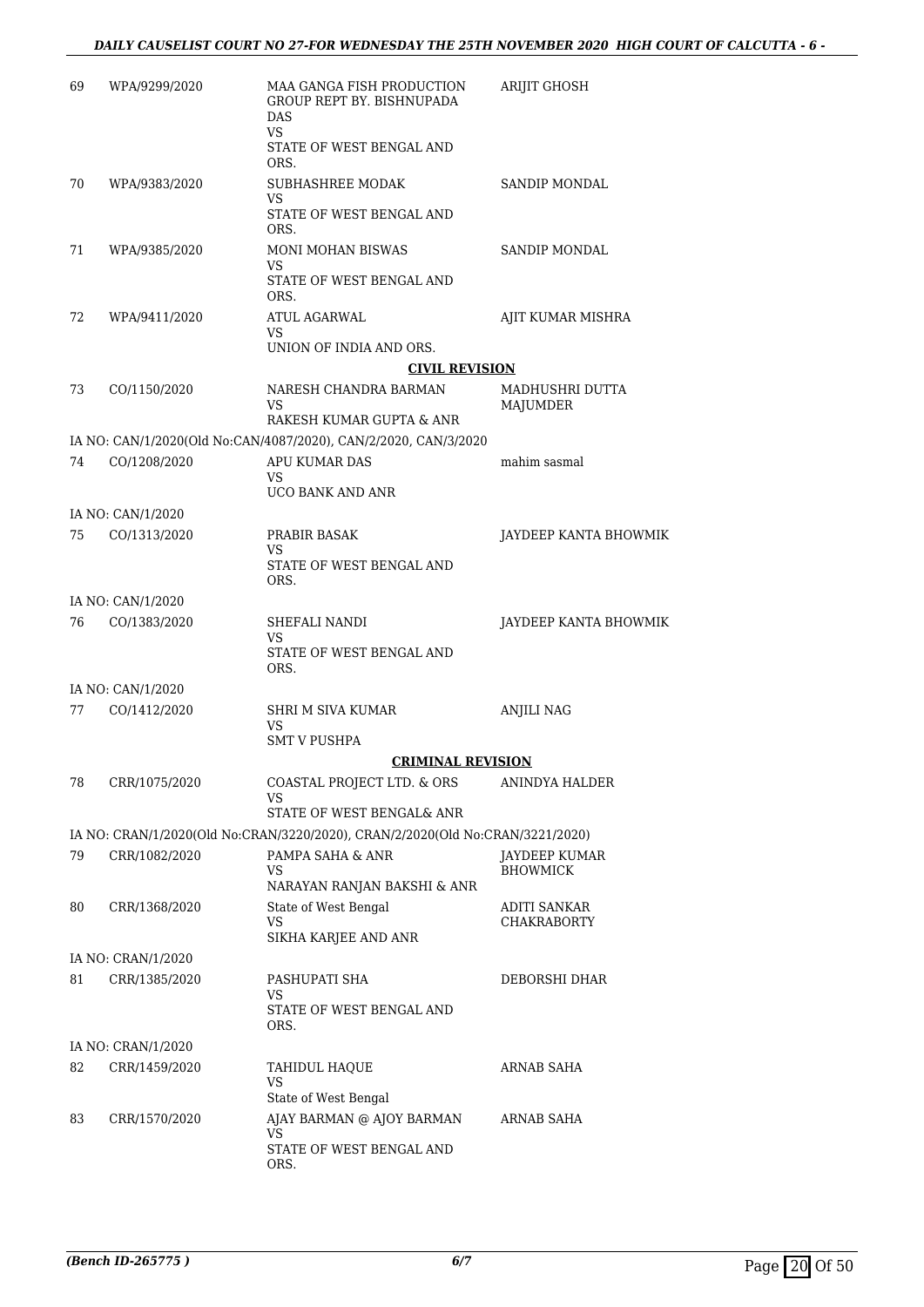| 69 | WPA/9299/2020 | MAA GANGA FISH PRODUCTION GROUP REPT BY. BISHNUPADA DAS<br>VS<br>STATE OF WEST BENGAL AND ORS. | ARIJIT GHOSH |
|---|---|---|---|
| 70 | WPA/9383/2020 | SUBHASHREE MODAK<br>VS<br>STATE OF WEST BENGAL AND ORS. | SANDIP MONDAL |
| 71 | WPA/9385/2020 | MONI MOHAN BISWAS<br>VS<br>STATE OF WEST BENGAL AND ORS. | SANDIP MONDAL |
| 72 | WPA/9411/2020 | ATUL AGARWAL<br>VS<br>UNION OF INDIA AND ORS. | AJIT KUMAR MISHRA |

**CIVIL REVISION**

| 73 | CO/1150/2020 | NARESH CHANDRA BARMAN<br>VS<br>RAKESH KUMAR GUPTA & ANR | MADHUSHRI DUTTA MAJUMDER |
|---|---|---|---|
| | IA NO: CAN/1/2020(Old No:CAN/4087/2020), CAN/2/2020, CAN/3/2020 | | |
| 74 | CO/1208/2020 | APU KUMAR DAS<br>VS<br>UCO BANK AND ANR | mahim sasmal |
| | IA NO: CAN/1/2020 | | |
| 75 | CO/1313/2020 | PRABIR BASAK<br>VS<br>STATE OF WEST BENGAL AND ORS. | JAYDEEP KANTA BHOWMIK |
| | IA NO: CAN/1/2020 | | |
| 76 | CO/1383/2020 | SHEFALI NANDI<br>VS<br>STATE OF WEST BENGAL AND ORS. | JAYDEEP KANTA BHOWMIK |
| | IA NO: CAN/1/2020 | | |
| 77 | CO/1412/2020 | SHRI M SIVA KUMAR<br>VS<br>SMT V PUSHPA | ANJILI NAG |

**CRIMINAL REVISION**

| 78 | CRR/1075/2020 | COASTAL PROJECT LTD. & ORS<br>VS<br>STATE OF WEST BENGAL& ANR | ANINDYA HALDER |
|---|---|---|---|
| | IA NO: CRAN/1/2020(Old No:CRAN/3220/2020), CRAN/2/2020(Old No:CRAN/3221/2020) | | |
| 79 | CRR/1082/2020 | PAMPA SAHA & ANR<br>VS<br>NARAYAN RANJAN BAKSHI & ANR | JAYDEEP KUMAR BHOWMICK |
| 80 | CRR/1368/2020 | State of West Bengal<br>VS<br>SIKHA KARJEE AND ANR | ADITI SANKAR CHAKRABORTY |
| | IA NO: CRAN/1/2020 | | |
| 81 | CRR/1385/2020 | PASHUPATI SHA<br>VS<br>STATE OF WEST BENGAL AND ORS. | DEBORSHI DHAR |
| | IA NO: CRAN/1/2020 | | |
| 82 | CRR/1459/2020 | TAHIDUL HAQUE<br>VS<br>State of West Bengal | ARNAB SAHA |
| 83 | CRR/1570/2020 | AJAY BARMAN @ AJOY BARMAN<br>VS<br>STATE OF WEST BENGAL AND ORS. | ARNAB SAHA |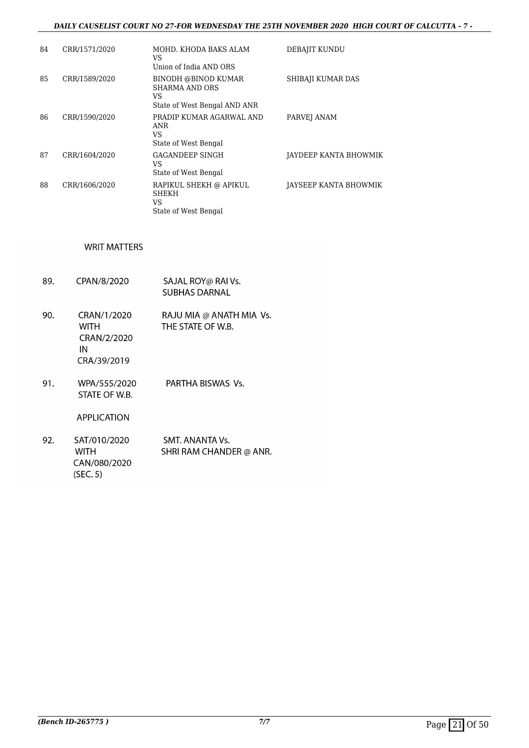| | | | |
|---|---|---|---|
| 84 | CRR/1571/2020 | MOHD. KHODA BAKS ALAM<br>VS<br>Union of India AND ORS | DEBAJIT KUNDU |
| 85 | CRR/1589/2020 | BINODH @BINOD KUMAR SHARMA AND ORS<br>VS<br>State of West Bengal AND ANR | SHIBAJI KUMAR DAS |
| 86 | CRR/1590/2020 | PRADIP KUMAR AGARWAL AND ANR<br>VS<br>State of West Bengal | PARVEJ ANAM |
| 87 | CRR/1604/2020 | GAGANDEEP SINGH<br>VS<br>State of West Bengal | JAYDEEP KANTA BHOWMIK |
| 88 | CRR/1606/2020 | RAPIKUL SHEKH @ APIKUL SHEKH<br>VS<br>State of West Bengal | JAYSEEP KANTA BHOWMIK |

WRIT MATTERS

| | | |
|---|---|---|
| 89. | CPAN/8/2020 | SAJAL ROY@ RAI Vs.<br>SUBHAS DARNAL |
| 90. | CRAN/1/2020<br>WITH<br>CRAN/2/2020<br>IN<br>CRA/39/2019 | RAJU MIA @ ANATH MIA Vs.<br>THE STATE OF W.B. |
| 91. | WPA/555/2020<br>STATE OF W.B. | PARTHA BISWAS Vs. |

APPLICATION

| | | |
|---|---|---|
| 92. | SAT/010/2020<br>WITH<br>CAN/080/2020<br>(SEC. 5) | SMT. ANANTA Vs.<br>SHRI RAM CHANDER @ ANR. |